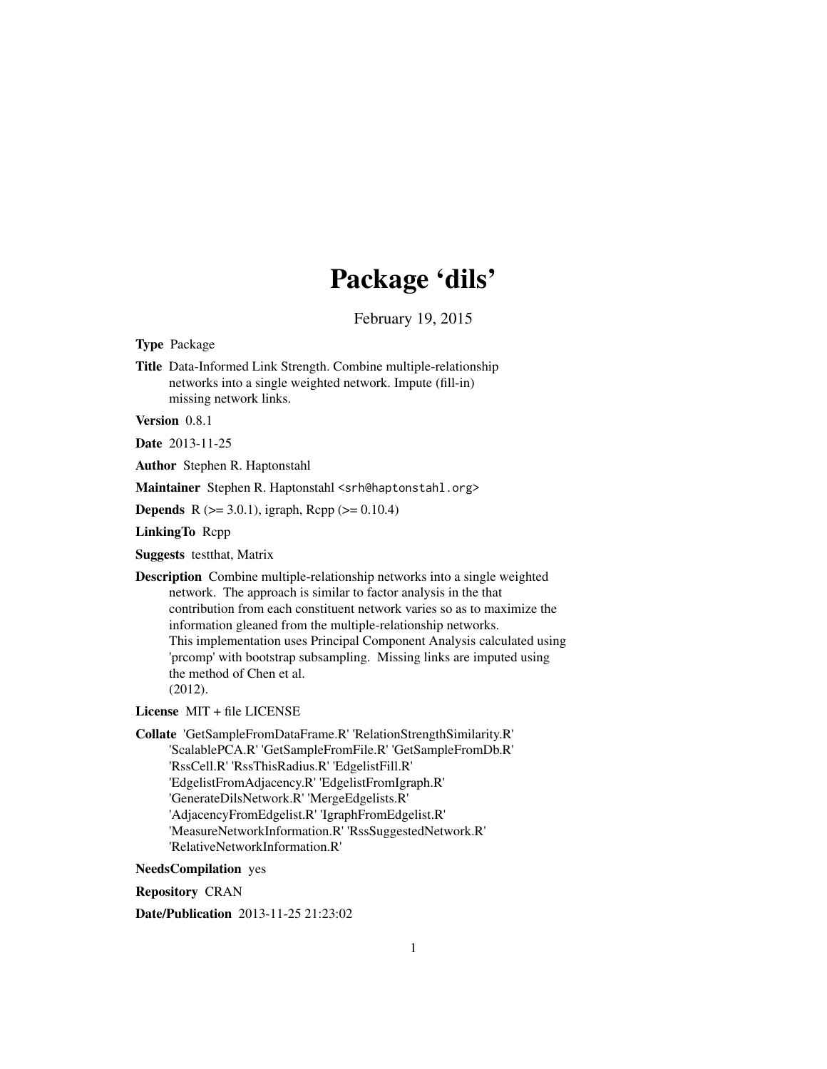# Package 'dils'

February 19, 2015

**Type** Package

**Title** Data-Informed Link Strength. Combine multiple-relationship networks into a single weighted network. Impute (fill-in) missing network links.

**Version** 0.8.1

**Date** 2013-11-25

**Author** Stephen R. Haptonstahl

**Maintainer** Stephen R. Haptonstahl <srh@haptonstahl.org>

**Depends** R (>= 3.0.1), igraph, Rcpp (>= 0.10.4)

**LinkingTo** Rcpp

**Suggests** testthat, Matrix

**Description** Combine multiple-relationship networks into a single weighted network. The approach is similar to factor analysis in the that contribution from each constituent network varies so as to maximize the information gleaned from the multiple-relationship networks. This implementation uses Principal Component Analysis calculated using 'prcomp' with bootstrap subsampling. Missing links are imputed using the method of Chen et al. (2012).

**License** MIT + file LICENSE

**Collate** 'GetSampleFromDataFrame.R' 'RelationStrengthSimilarity.R' 'ScalablePCA.R' 'GetSampleFromFile.R' 'GetSampleFromDb.R' 'RssCell.R' 'RssThisRadius.R' 'EdgelistFill.R' 'EdgelistFromAdjacency.R' 'EdgelistFromIgraph.R' 'GenerateDilsNetwork.R' 'MergeEdgelists.R' 'AdjacencyFromEdgelist.R' 'IgraphFromEdgelist.R' 'MeasureNetworkInformation.R' 'RssSuggestedNetwork.R' 'RelativeNetworkInformation.R'

**NeedsCompilation** yes

**Repository** CRAN

**Date/Publication** 2013-11-25 21:23:02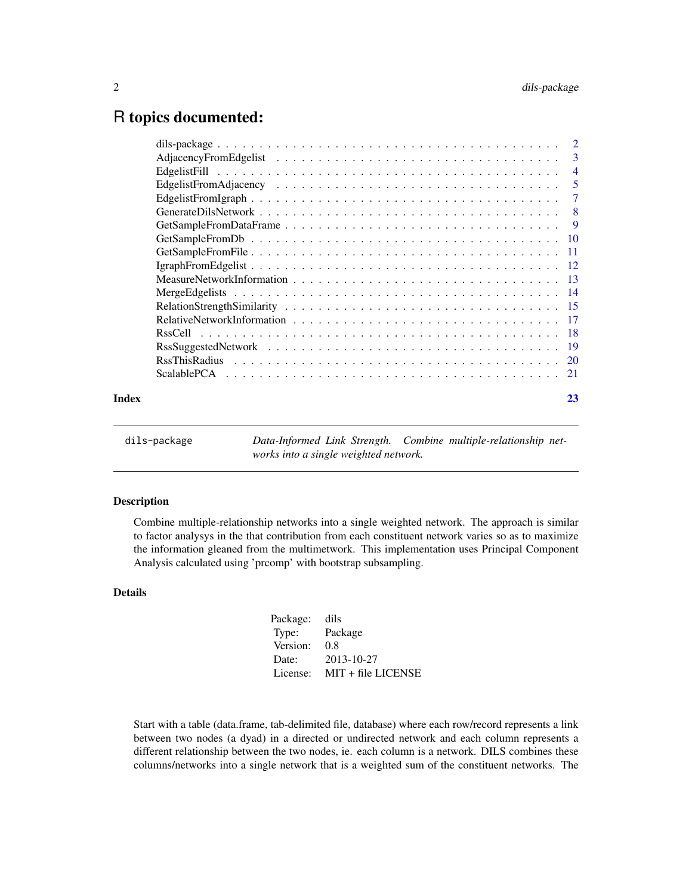# R topics documented:

| | |
|---|---|
| dils-package | 2 |
| AdjacencyFromEdgelist | 3 |
| EdgelistFill | 4 |
| EdgelistFromAdjacency | 5 |
| EdgelistFromIgraph | 7 |
| GenerateDilsNetwork | 8 |
| GetSampleFromDataFrame | 9 |
| GetSampleFromDb | 10 |
| GetSampleFromFile | 11 |
| IgraphFromEdgelist | 12 |
| MeasureNetworkInformation | 13 |
| MergeEdgelists | 14 |
| RelationStrengthSimilarity | 15 |
| RelativeNetworkInformation | 17 |
| RssCell | 18 |
| RssSuggestedNetwork | 19 |
| RssThisRadius | 20 |
| ScalablePCA | 21 |

**Index** 23

---

dils-package — *Data-Informed Link Strength. Combine multiple-relationship networks into a single weighted network.*

---

## Description

Combine multiple-relationship networks into a single weighted network. The approach is similar to factor analysys in the that contribution from each constituent network varies so as to maximize the information gleaned from the multimetwork. This implementation uses Principal Component Analysis calculated using 'prcomp' with bootstrap subsampling.

## Details

| | |
|---|---|
| Package: | dils |
| Type: | Package |
| Version: | 0.8 |
| Date: | 2013-10-27 |
| License: | MIT + file LICENSE |

Start with a table (data.frame, tab-delimited file, database) where each row/record represents a link between two nodes (a dyad) in a directed or undirected network and each column represents a different relationship between the two nodes, ie. each column is a network. DILS combines these columns/networks into a single network that is a weighted sum of the constituent networks. The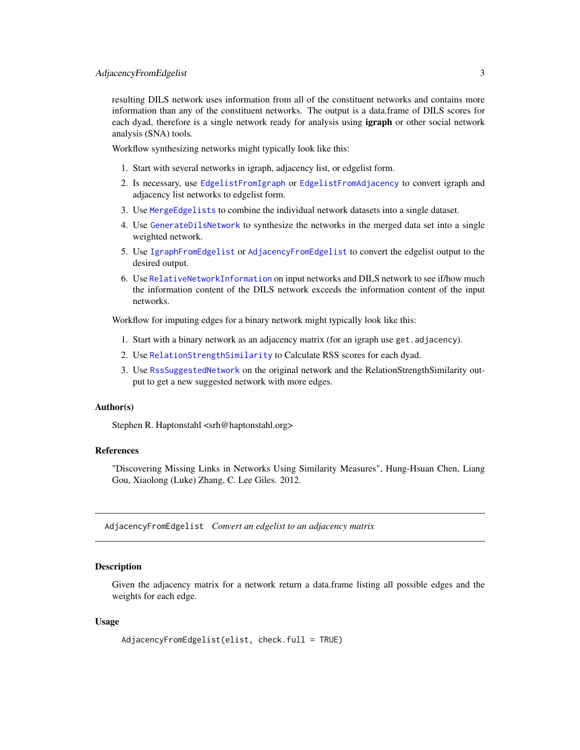resulting DILS network uses information from all of the constituent networks and contains more information than any of the constituent networks. The output is a data.frame of DILS scores for each dyad, therefore is a single network ready for analysis using **igraph** or other social network analysis (SNA) tools.

Workflow synthesizing networks might typically look like this:

1. Start with several networks in igraph, adjacency list, or edgelist form.
2. Is necessary, use `EdgelistFromIgraph` or `EdgelistFromAdjacency` to convert igraph and adjacency list networks to edgelist form.
3. Use `MergeEdgelists` to combine the individual network datasets into a single dataset.
4. Use `GenerateDilsNetwork` to synthesize the networks in the merged data set into a single weighted network.
5. Use `IgraphFromEdgelist` or `AdjacencyFromEdgelist` to convert the edgelist output to the desired output.
6. Use `RelativeNetworkInformation` on input networks and DILS network to see if/how much the information content of the DILS network exceeds the information content of the input networks.

Workflow for imputing edges for a binary network might typically look like this:

1. Start with a binary network as an adjacency matrix (for an igraph use `get.adjacency`).
2. Use `RelationStrengthSimilarity` to Calculate RSS scores for each dyad.
3. Use `RssSuggestedNetwork` on the original network and the RelationStrengthSimilarity output to get a new suggested network with more edges.

### Author(s)

Stephen R. Haptonstahl <srh@haptonstahl.org>

### References

"Discovering Missing Links in Networks Using Similarity Measures", Hung-Hsuan Chen, Liang Gou, Xiaolong (Luke) Zhang, C. Lee Giles. 2012.

---

## AdjacencyFromEdgelist *Convert an edgelist to an adjacency matrix*

### Description

Given the adjacency matrix for a network return a data.frame listing all possible edges and the weights for each edge.

### Usage

```
AdjacencyFromEdgelist(elist, check.full = TRUE)
```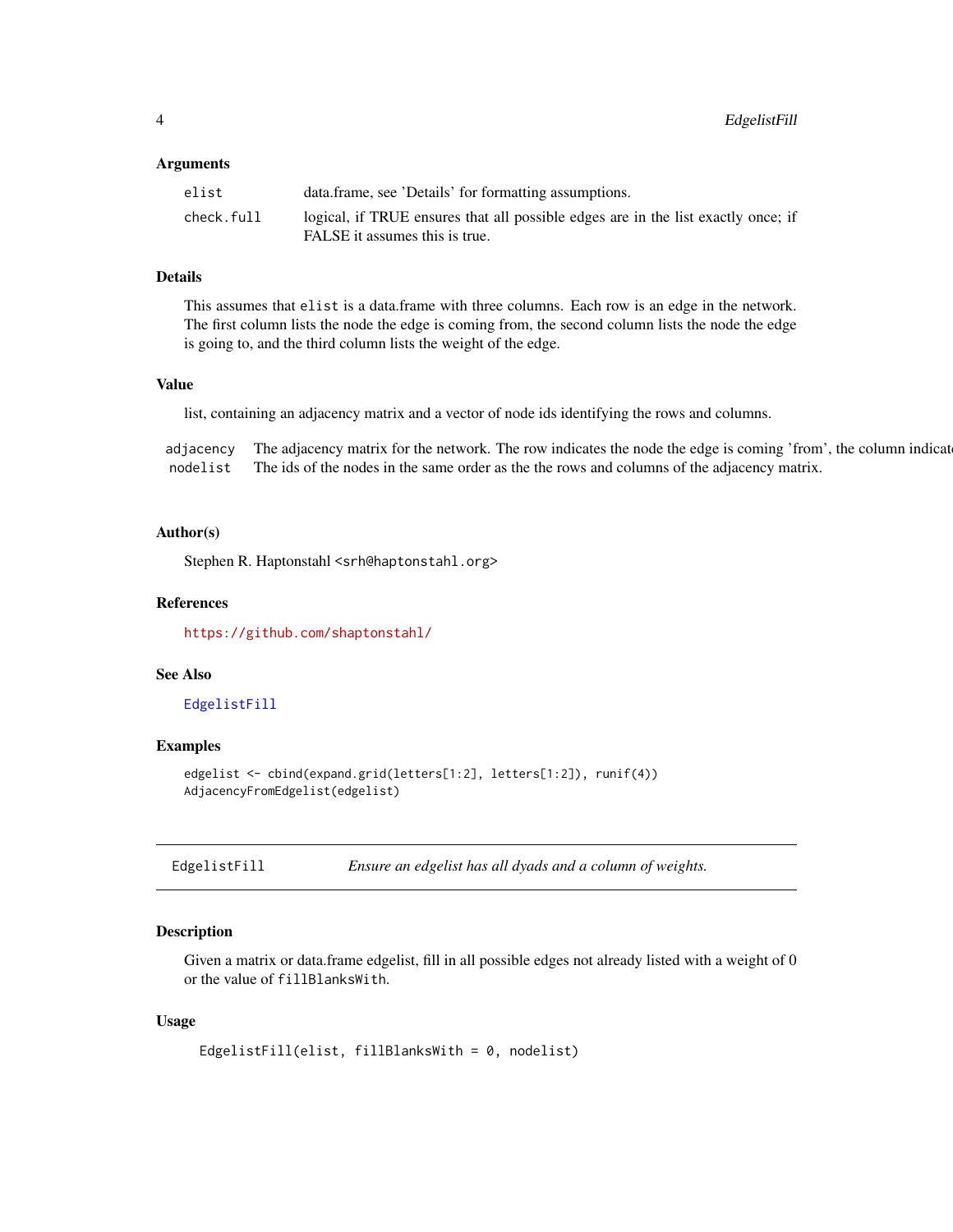### Arguments

| | |
|---|---|
| `elist` | data.frame, see 'Details' for formatting assumptions. |
| `check.full` | logical, if TRUE ensures that all possible edges are in the list exactly once; if FALSE it assumes this is true. |

### Details

This assumes that `elist` is a data.frame with three columns. Each row is an edge in the network. The first column lists the node the edge is coming from, the second column lists the node the edge is going to, and the third column lists the weight of the edge.

### Value

list, containing an adjacency matrix and a vector of node ids identifying the rows and columns.

| | |
|---|---|
| `adjacency` | The adjacency matrix for the network. The row indicates the node the edge is coming 'from', the column indicat |
| `nodelist` | The ids of the nodes in the same order as the the rows and columns of the adjacency matrix. |

### Author(s)

Stephen R. Haptonstahl <`srh@haptonstahl.org`>

### References

`https://github.com/shaptonstahl/`

### See Also

`EdgelistFill`

### Examples

```
edgelist <- cbind(expand.grid(letters[1:2], letters[1:2]), runif(4))
AdjacencyFromEdgelist(edgelist)
```

---

## `EdgelistFill` *Ensure an edgelist has all dyads and a column of weights.*

### Description

Given a matrix or data.frame edgelist, fill in all possible edges not already listed with a weight of 0 or the value of `fillBlanksWith`.

### Usage

```
EdgelistFill(elist, fillBlanksWith = 0, nodelist)
```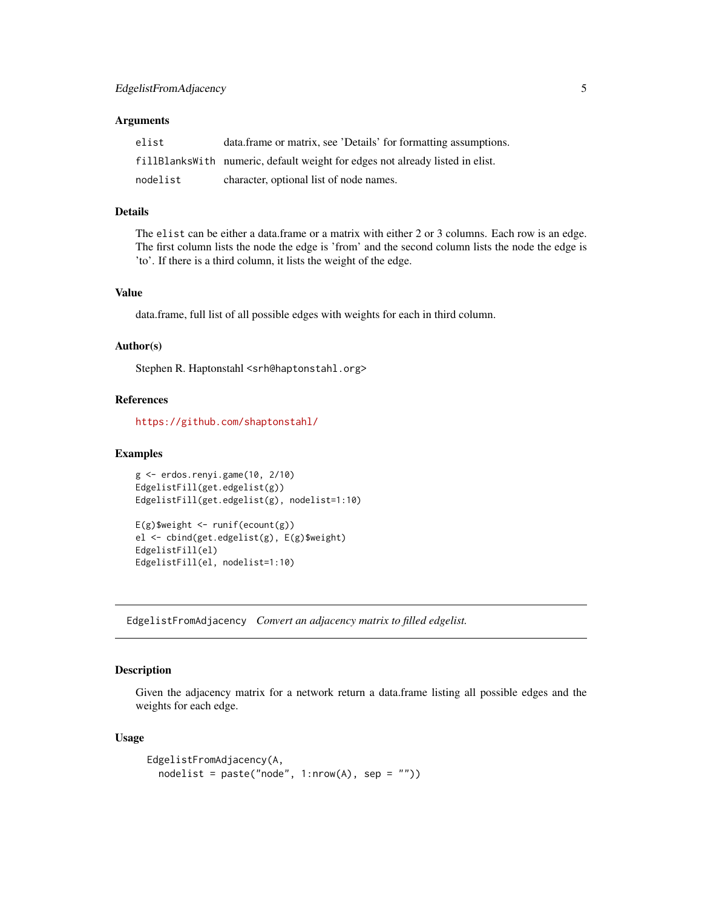### Arguments

| | |
|---|---|
| `elist` | data.frame or matrix, see 'Details' for formatting assumptions. |
| `fillBlanksWith` | numeric, default weight for edges not already listed in elist. |
| `nodelist` | character, optional list of node names. |

### Details

The `elist` can be either a data.frame or a matrix with either 2 or 3 columns. Each row is an edge. The first column lists the node the edge is 'from' and the second column lists the node the edge is 'to'. If there is a third column, it lists the weight of the edge.

### Value

data.frame, full list of all possible edges with weights for each in third column.

### Author(s)

Stephen R. Haptonstahl <`srh@haptonstahl.org`>

### References

https://github.com/shaptonstahl/

### Examples

```
g <- erdos.renyi.game(10, 2/10)
EdgelistFill(get.edgelist(g))
EdgelistFill(get.edgelist(g), nodelist=1:10)

E(g)$weight <- runif(ecount(g))
el <- cbind(get.edgelist(g), E(g)$weight)
EdgelistFill(el)
EdgelistFill(el, nodelist=1:10)
```

---

## `EdgelistFromAdjacency` *Convert an adjacency matrix to filled edgelist.*

---

### Description

Given the adjacency matrix for a network return a data.frame listing all possible edges and the weights for each edge.

### Usage

```
EdgelistFromAdjacency(A,
  nodelist = paste("node", 1:nrow(A), sep = ""))
```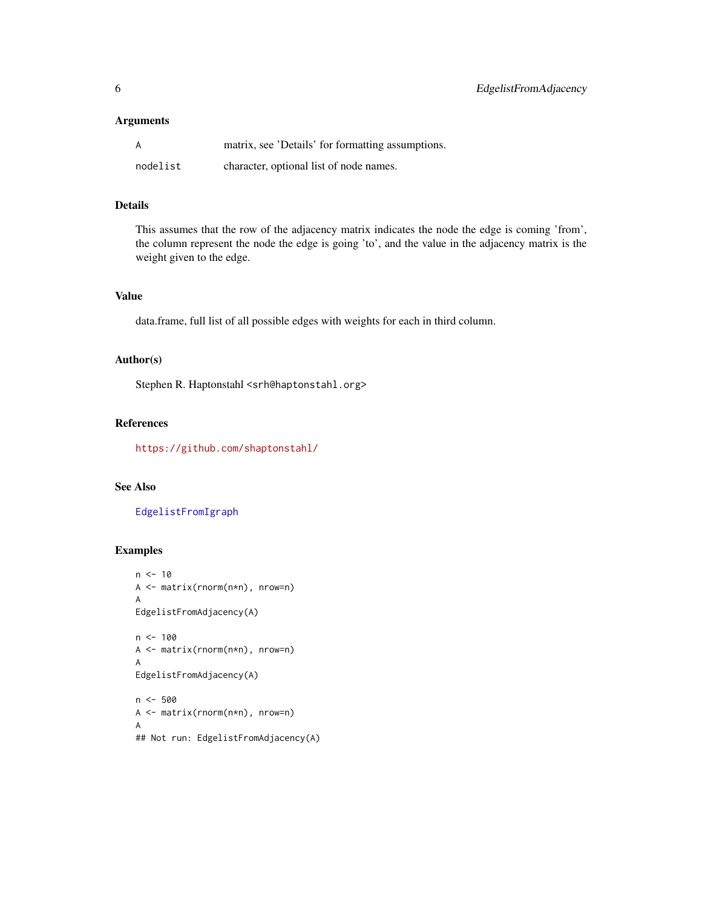### Arguments

| | |
|---|---|
| A | matrix, see 'Details' for formatting assumptions. |
| nodelist | character, optional list of node names. |

### Details

This assumes that the row of the adjacency matrix indicates the node the edge is coming 'from', the column represent the node the edge is going 'to', and the value in the adjacency matrix is the weight given to the edge.

### Value

data.frame, full list of all possible edges with weights for each in third column.

### Author(s)

Stephen R. Haptonstahl <srh@haptonstahl.org>

### References

https://github.com/shaptonstahl/

### See Also

EdgelistFromIgraph

### Examples

```
n <- 10
A <- matrix(rnorm(n*n), nrow=n)
A
EdgelistFromAdjacency(A)

n <- 100
A <- matrix(rnorm(n*n), nrow=n)
A
EdgelistFromAdjacency(A)

n <- 500
A <- matrix(rnorm(n*n), nrow=n)
A
## Not run: EdgelistFromAdjacency(A)
```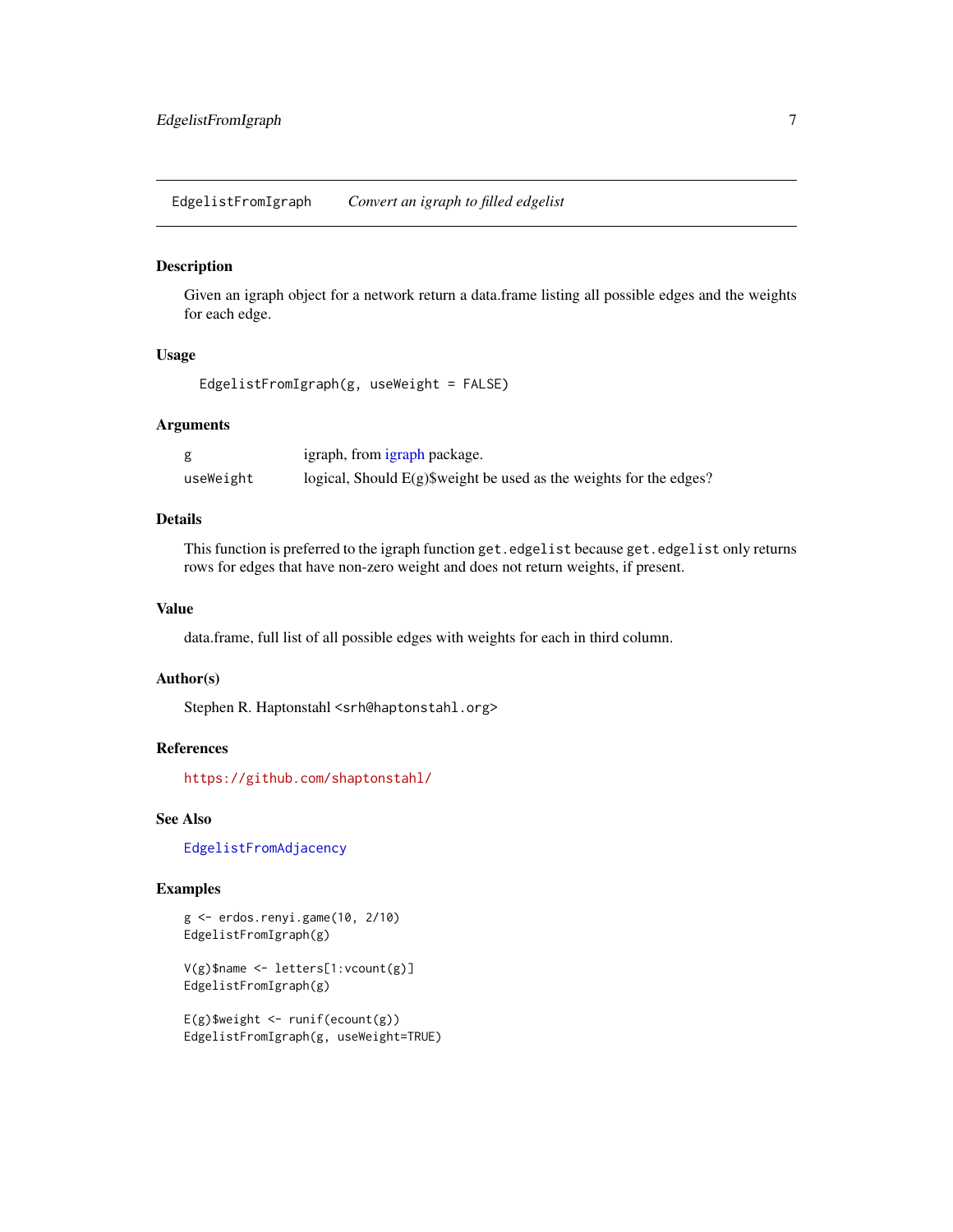## EdgelistFromIgraph — *Convert an igraph to filled edgelist*

### Description

Given an igraph object for a network return a data.frame listing all possible edges and the weights for each edge.

### Usage

```
EdgelistFromIgraph(g, useWeight = FALSE)
```

### Arguments

| | |
|---|---|
| `g` | igraph, from igraph package. |
| `useWeight` | logical, Should E(g)$weight be used as the weights for the edges? |

### Details

This function is preferred to the igraph function `get.edgelist` because `get.edgelist` only returns rows for edges that have non-zero weight and does not return weights, if present.

### Value

data.frame, full list of all possible edges with weights for each in third column.

### Author(s)

Stephen R. Haptonstahl <srh@haptonstahl.org>

### References

https://github.com/shaptonstahl/

### See Also

EdgelistFromAdjacency

### Examples

```
g <- erdos.renyi.game(10, 2/10)
EdgelistFromIgraph(g)

V(g)$name <- letters[1:vcount(g)]
EdgelistFromIgraph(g)

E(g)$weight <- runif(ecount(g))
EdgelistFromIgraph(g, useWeight=TRUE)
```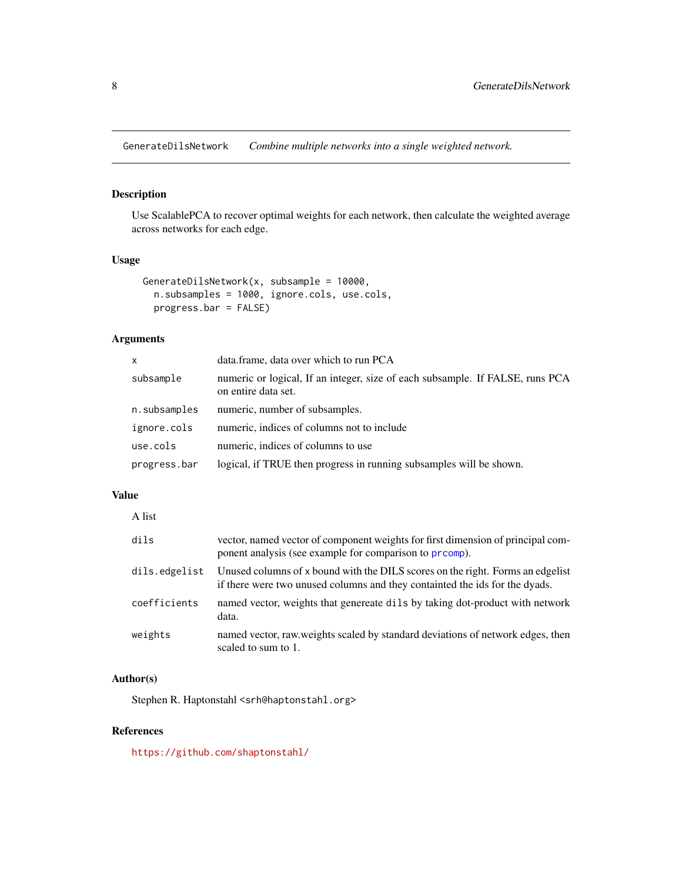# GenerateDilsNetwork — *Combine multiple networks into a single weighted network.*

## Description

Use ScalablePCA to recover optimal weights for each network, then calculate the weighted average across networks for each edge.

## Usage

```
GenerateDilsNetwork(x, subsample = 10000,
  n.subsamples = 1000, ignore.cols, use.cols,
  progress.bar = FALSE)
```

## Arguments

| | |
|---|---|
| `x` | data.frame, data over which to run PCA |
| `subsample` | numeric or logical, If an integer, size of each subsample. If FALSE, runs PCA on entire data set. |
| `n.subsamples` | numeric, number of subsamples. |
| `ignore.cols` | numeric, indices of columns not to include |
| `use.cols` | numeric, indices of columns to use |
| `progress.bar` | logical, if TRUE then progress in running subsamples will be shown. |

## Value

A list

| | |
|---|---|
| `dils` | vector, named vector of component weights for first dimension of principal component analysis (see example for comparison to `prcomp`). |
| `dils.edgelist` | Unused columns of `x` bound with the DILS scores on the right. Forms an edgelist if there were two unused columns and they containted the ids for the dyads. |
| `coefficients` | named vector, weights that genereate `dils` by taking dot-product with network data. |
| `weights` | named vector, raw.weights scaled by standard deviations of network edges, then scaled to sum to 1. |

## Author(s)

Stephen R. Haptonstahl <srh@haptonstahl.org>

## References

https://github.com/shaptonstahl/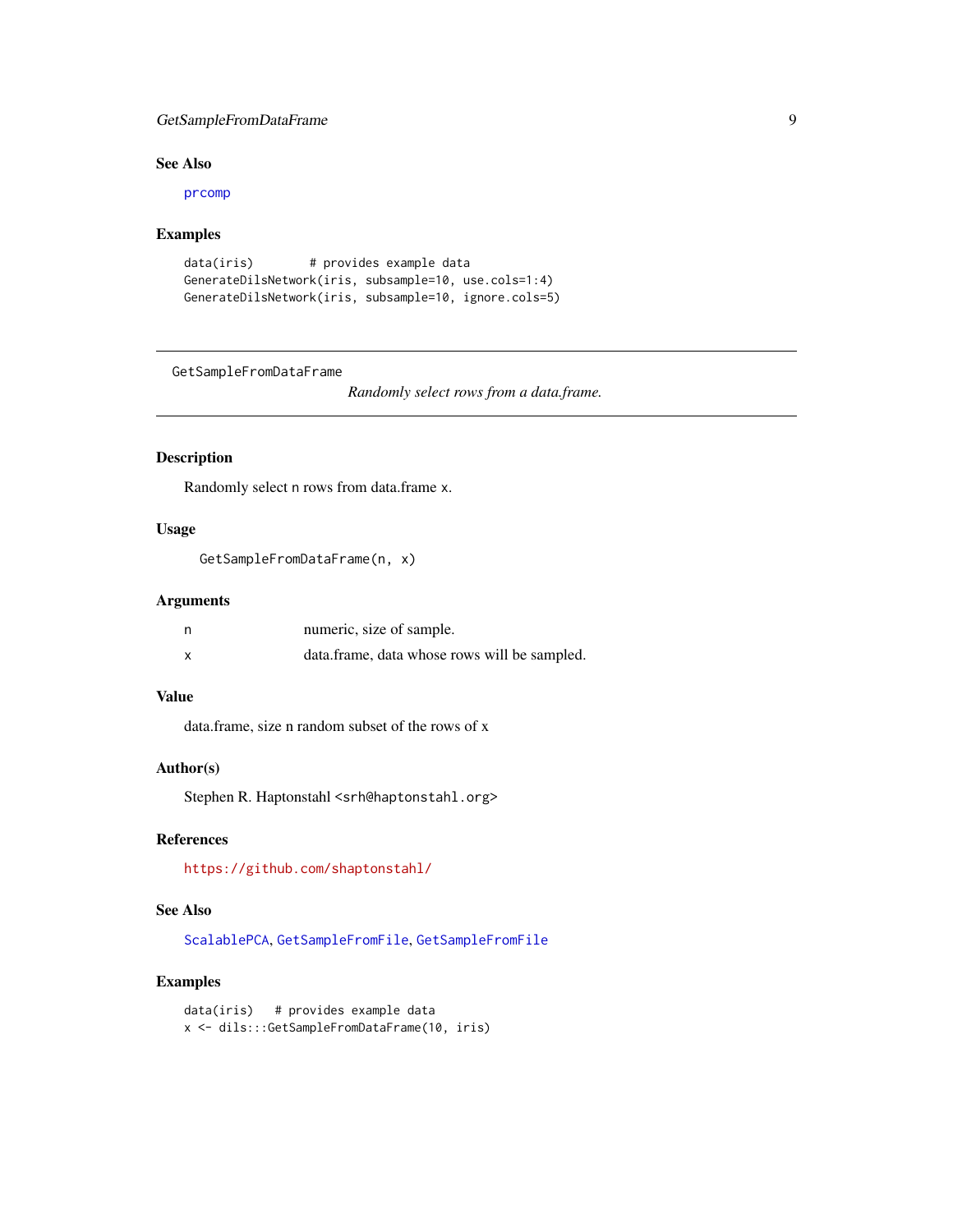### See Also

prcomp

### Examples

```
data(iris)        # provides example data
GenerateDilsNetwork(iris, subsample=10, use.cols=1:4)
GenerateDilsNetwork(iris, subsample=10, ignore.cols=5)
```

---

## GetSampleFromDataFrame

*Randomly select rows from a data.frame.*

---

### Description

Randomly select n rows from data.frame x.

### Usage

```
GetSampleFromDataFrame(n, x)
```

### Arguments

| | |
|---|---|
| n | numeric, size of sample. |
| x | data.frame, data whose rows will be sampled. |

### Value

data.frame, size n random subset of the rows of x

### Author(s)

Stephen R. Haptonstahl <srh@haptonstahl.org>

### References

https://github.com/shaptonstahl/

### See Also

ScalablePCA, GetSampleFromFile, GetSampleFromFile

### Examples

```
data(iris)   # provides example data
x <- dils:::GetSampleFromDataFrame(10, iris)
```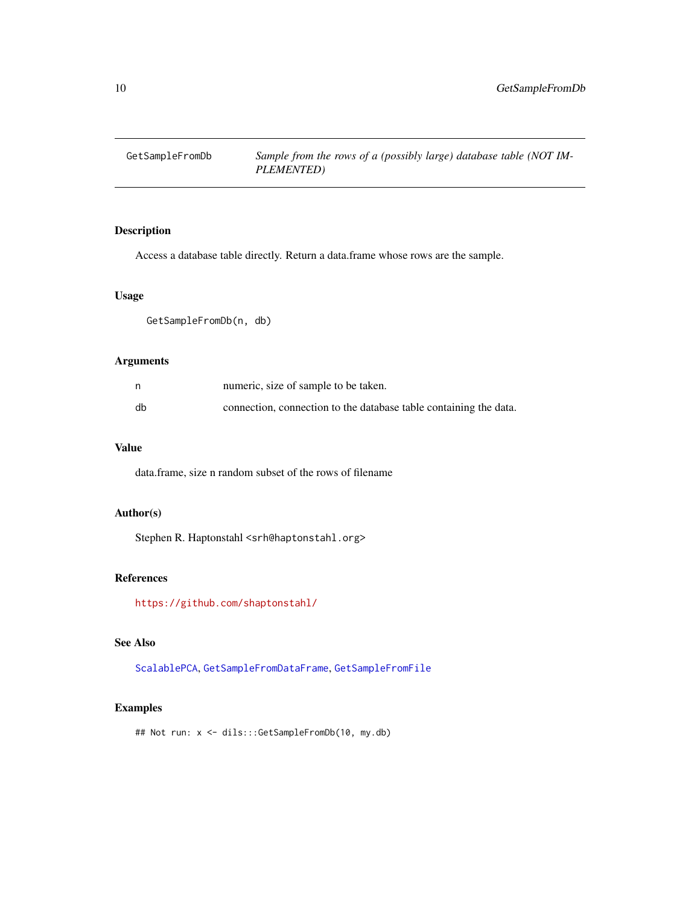## GetSampleFromDb — *Sample from the rows of a (possibly large) database table (NOT IMPLEMENTED)*

### Description

Access a database table directly. Return a data.frame whose rows are the sample.

### Usage

```
GetSampleFromDb(n, db)
```

### Arguments

| | |
|---|---|
| n | numeric, size of sample to be taken. |
| db | connection, connection to the database table containing the data. |

### Value

data.frame, size n random subset of the rows of filename

### Author(s)

Stephen R. Haptonstahl <srh@haptonstahl.org>

### References

https://github.com/shaptonstahl/

### See Also

ScalablePCA, GetSampleFromDataFrame, GetSampleFromFile

### Examples

```
## Not run: x <- dils:::GetSampleFromDb(10, my.db)
```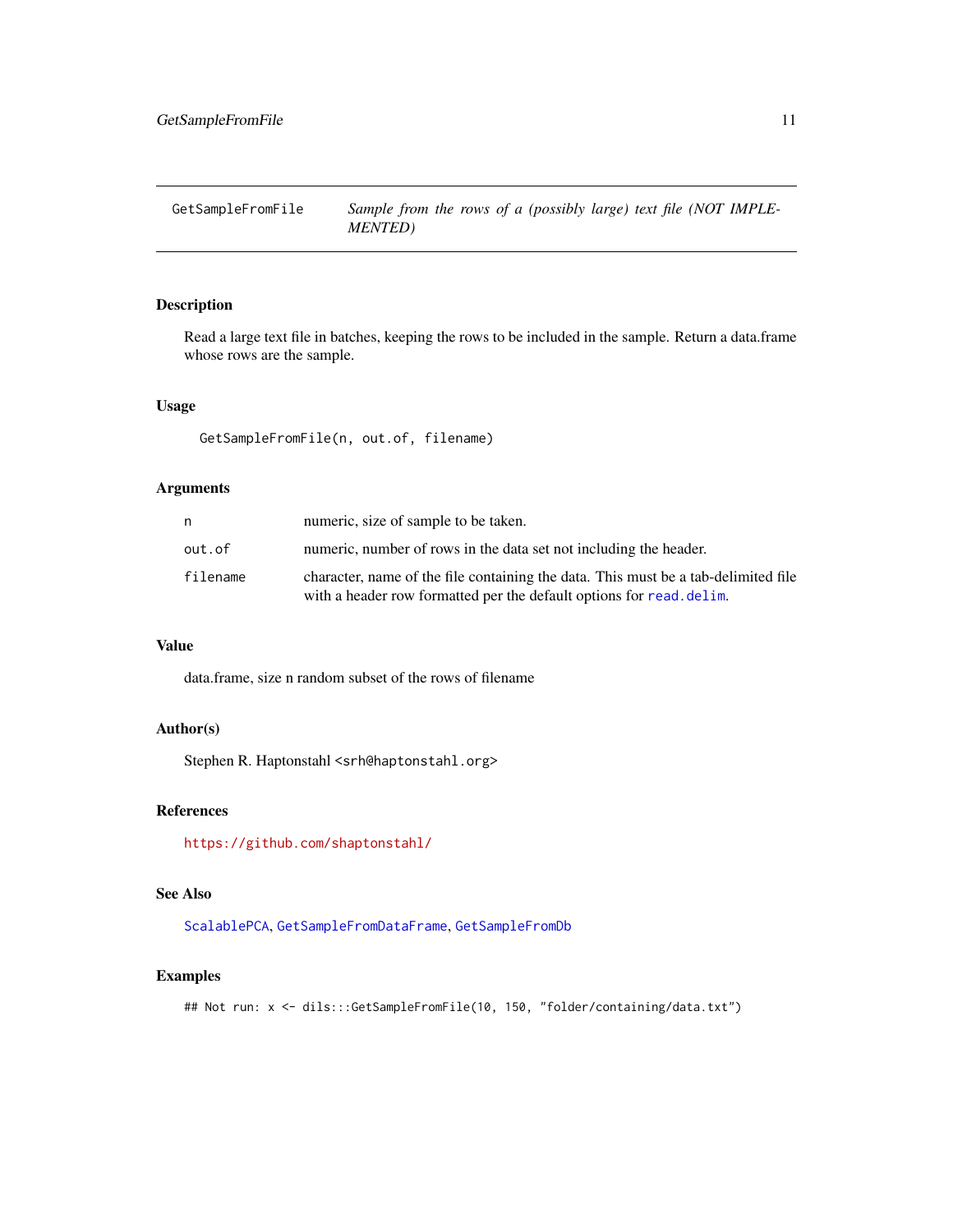## GetSampleFromFile — *Sample from the rows of a (possibly large) text file (NOT IMPLEMENTED)*

### Description

Read a large text file in batches, keeping the rows to be included in the sample. Return a data.frame whose rows are the sample.

### Usage

```
GetSampleFromFile(n, out.of, filename)
```

### Arguments

| | |
|---|---|
| n | numeric, size of sample to be taken. |
| out.of | numeric, number of rows in the data set not including the header. |
| filename | character, name of the file containing the data. This must be a tab-delimited file with a header row formatted per the default options for read.delim. |

### Value

data.frame, size n random subset of the rows of filename

### Author(s)

Stephen R. Haptonstahl <srh@haptonstahl.org>

### References

https://github.com/shaptonstahl/

### See Also

ScalablePCA, GetSampleFromDataFrame, GetSampleFromDb

### Examples

```
## Not run: x <- dils:::GetSampleFromFile(10, 150, "folder/containing/data.txt")
```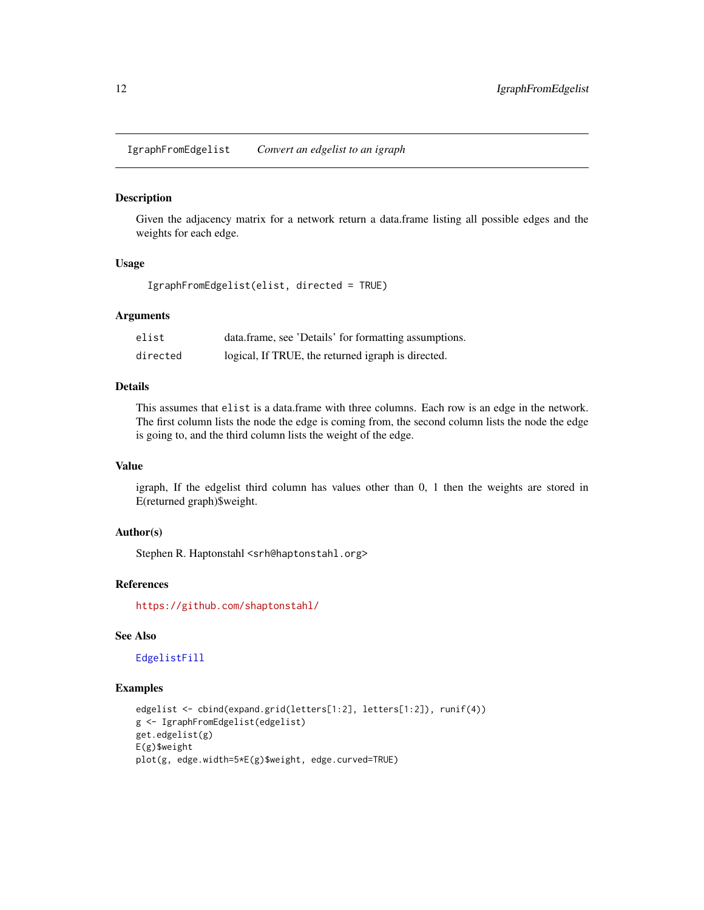## IgraphFromEdgelist *Convert an edgelist to an igraph*

### Description

Given the adjacency matrix for a network return a data.frame listing all possible edges and the weights for each edge.

### Usage

```
IgraphFromEdgelist(elist, directed = TRUE)
```

### Arguments

| | |
|---|---|
| elist | data.frame, see 'Details' for formatting assumptions. |
| directed | logical, If TRUE, the returned igraph is directed. |

### Details

This assumes that `elist` is a data.frame with three columns. Each row is an edge in the network. The first column lists the node the edge is coming from, the second column lists the node the edge is going to, and the third column lists the weight of the edge.

### Value

igraph, If the edgelist third column has values other than 0, 1 then the weights are stored in E(returned graph)$weight.

### Author(s)

Stephen R. Haptonstahl <srh@haptonstahl.org>

### References

https://github.com/shaptonstahl/

### See Also

EdgelistFill

### Examples

```
edgelist <- cbind(expand.grid(letters[1:2], letters[1:2]), runif(4))
g <- IgraphFromEdgelist(edgelist)
get.edgelist(g)
E(g)$weight
plot(g, edge.width=5*E(g)$weight, edge.curved=TRUE)
```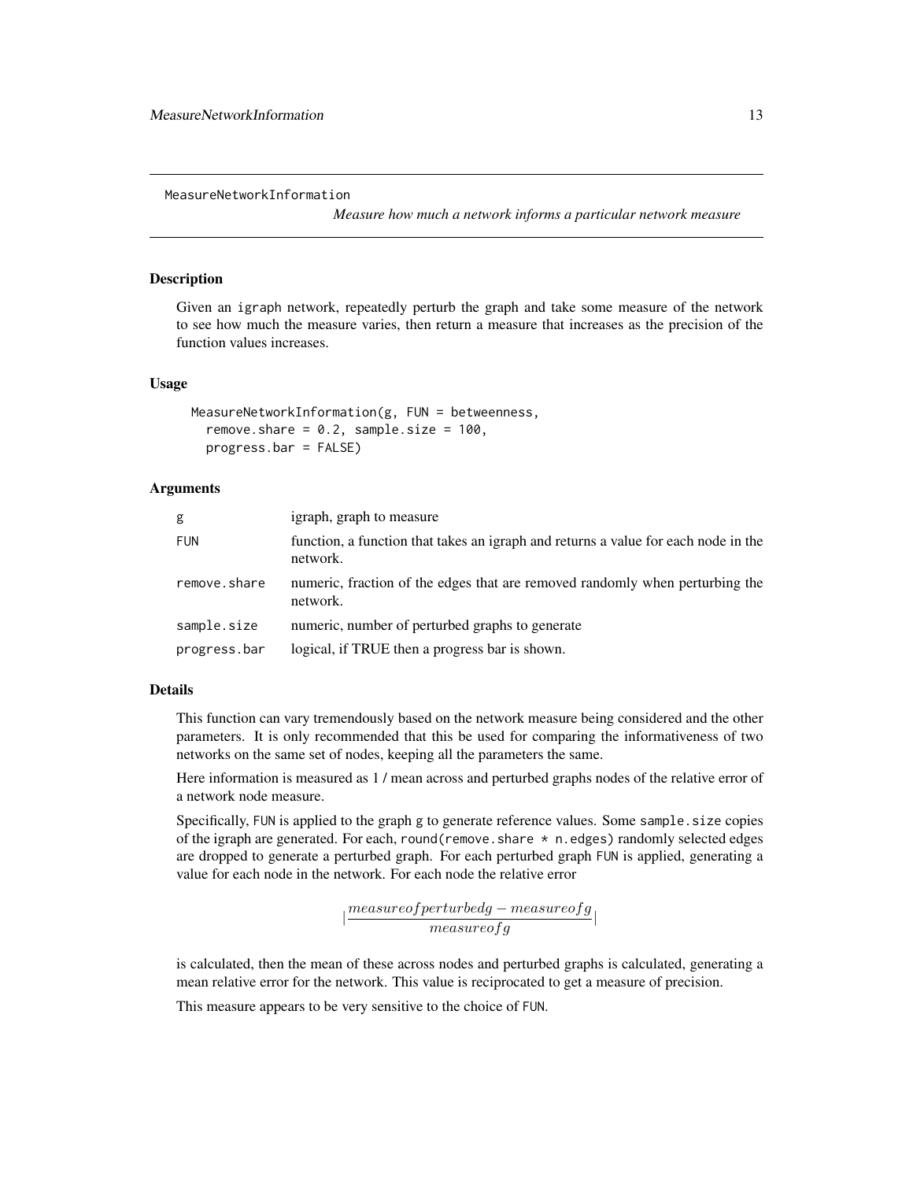MeasureNetworkInformation

*Measure how much a network informs a particular network measure*

## Description

Given an igraph network, repeatedly perturb the graph and take some measure of the network to see how much the measure varies, then return a measure that increases as the precision of the function values increases.

## Usage

```
MeasureNetworkInformation(g, FUN = betweenness,
  remove.share = 0.2, sample.size = 100,
  progress.bar = FALSE)
```

## Arguments

| | |
|---|---|
| g | igraph, graph to measure |
| FUN | function, a function that takes an igraph and returns a value for each node in the network. |
| remove.share | numeric, fraction of the edges that are removed randomly when perturbing the network. |
| sample.size | numeric, number of perturbed graphs to generate |
| progress.bar | logical, if TRUE then a progress bar is shown. |

## Details

This function can vary tremendously based on the network measure being considered and the other parameters. It is only recommended that this be used for comparing the informativeness of two networks on the same set of nodes, keeping all the parameters the same.

Here information is measured as 1 / mean across and perturbed graphs nodes of the relative error of a network node measure.

Specifically, FUN is applied to the graph g to generate reference values. Some sample.size copies of the igraph are generated. For each, round(remove.share * n.edges) randomly selected edges are dropped to generate a perturbed graph. For each perturbed graph FUN is applied, generating a value for each node in the network. For each node the relative error

$$|\frac{measure of perturbed g - measure of g}{measure of g}|$$

is calculated, then the mean of these across nodes and perturbed graphs is calculated, generating a mean relative error for the network. This value is reciprocated to get a measure of precision.

This measure appears to be very sensitive to the choice of FUN.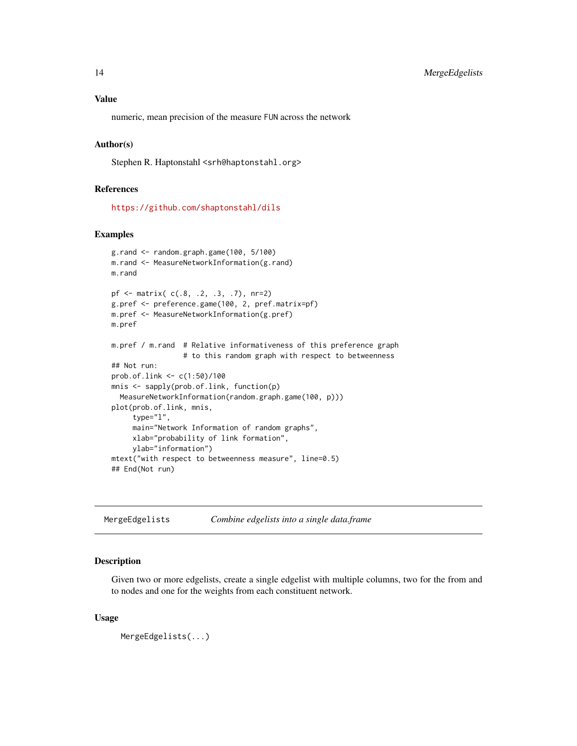### Value

numeric, mean precision of the measure FUN across the network

### Author(s)

Stephen R. Haptonstahl <srh@haptonstahl.org>

### References

https://github.com/shaptonstahl/dils

### Examples

```
g.rand <- random.graph.game(100, 5/100)
m.rand <- MeasureNetworkInformation(g.rand)
m.rand

pf <- matrix( c(.8, .2, .3, .7), nr=2)
g.pref <- preference.game(100, 2, pref.matrix=pf)
m.pref <- MeasureNetworkInformation(g.pref)
m.pref

m.pref / m.rand  # Relative informativeness of this preference graph
                 # to this random graph with respect to betweenness
## Not run:
prob.of.link <- c(1:50)/100
mnis <- sapply(prob.of.link, function(p)
  MeasureNetworkInformation(random.graph.game(100, p)))
plot(prob.of.link, mnis,
     type="l",
     main="Network Information of random graphs",
     xlab="probability of link formation",
     ylab="information")
mtext("with respect to betweenness measure", line=0.5)
## End(Not run)
```

---

## MergeEdgelists — *Combine edgelists into a single data.frame*

### Description

Given two or more edgelists, create a single edgelist with multiple columns, two for the from and to nodes and one for the weights from each constituent network.

### Usage

```
MergeEdgelists(...)
```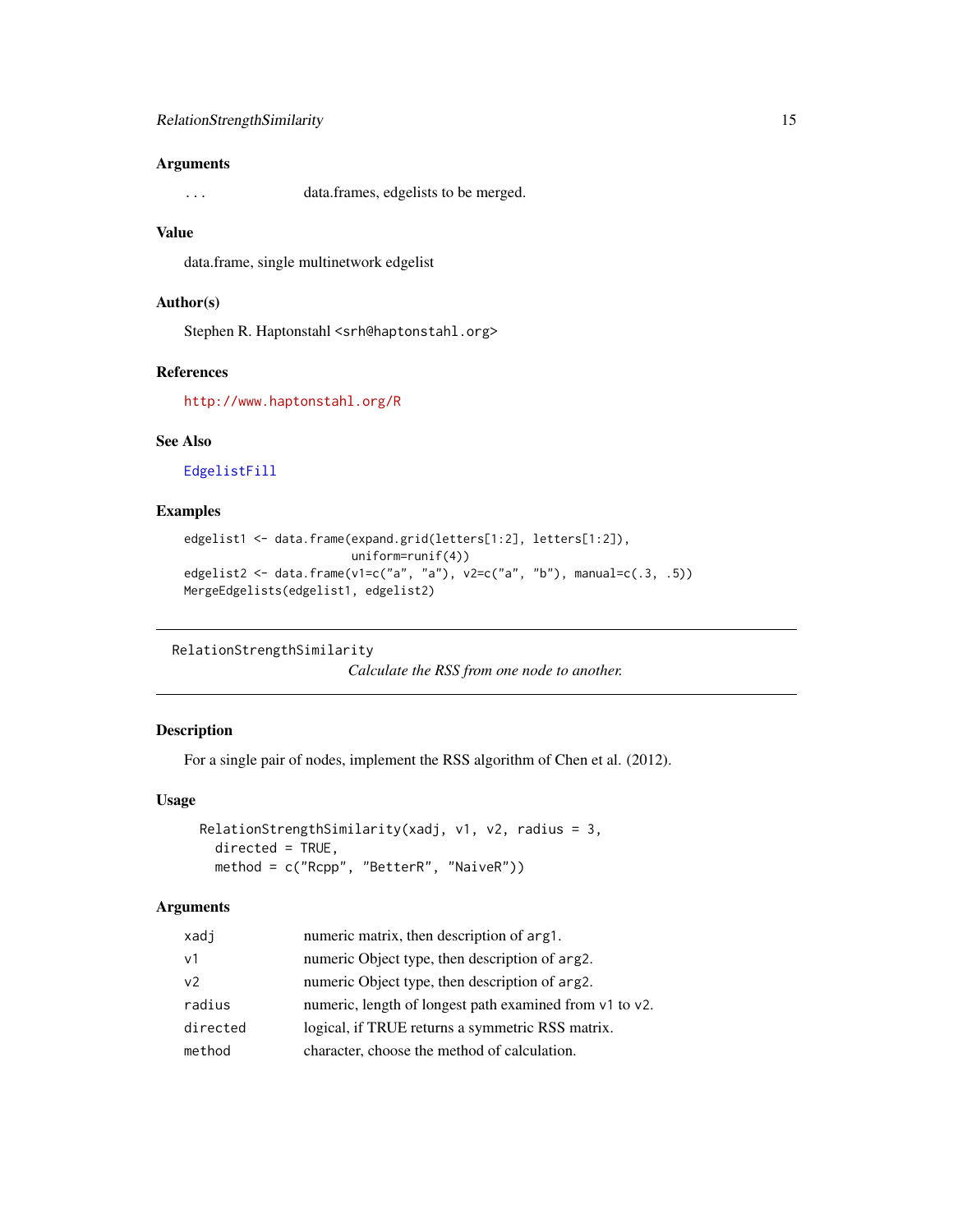### Arguments

| | |
|---|---|
| ... | data.frames, edgelists to be merged. |

### Value

data.frame, single multinetwork edgelist

### Author(s)

Stephen R. Haptonstahl <srh@haptonstahl.org>

### References

http://www.haptonstahl.org/R

### See Also

EdgelistFill

### Examples

```
edgelist1 <- data.frame(expand.grid(letters[1:2], letters[1:2]),
                        uniform=runif(4))
edgelist2 <- data.frame(v1=c("a", "a"), v2=c("a", "b"), manual=c(.3, .5))
MergeEdgelists(edgelist1, edgelist2)
```

---

## RelationStrengthSimilarity

*Calculate the RSS from one node to another.*

---

### Description

For a single pair of nodes, implement the RSS algorithm of Chen et al. (2012).

### Usage

```
RelationStrengthSimilarity(xadj, v1, v2, radius = 3,
  directed = TRUE,
  method = c("Rcpp", "BetterR", "NaiveR"))
```

### Arguments

| | |
|---|---|
| xadj | numeric matrix, then description of arg1. |
| v1 | numeric Object type, then description of arg2. |
| v2 | numeric Object type, then description of arg2. |
| radius | numeric, length of longest path examined from v1 to v2. |
| directed | logical, if TRUE returns a symmetric RSS matrix. |
| method | character, choose the method of calculation. |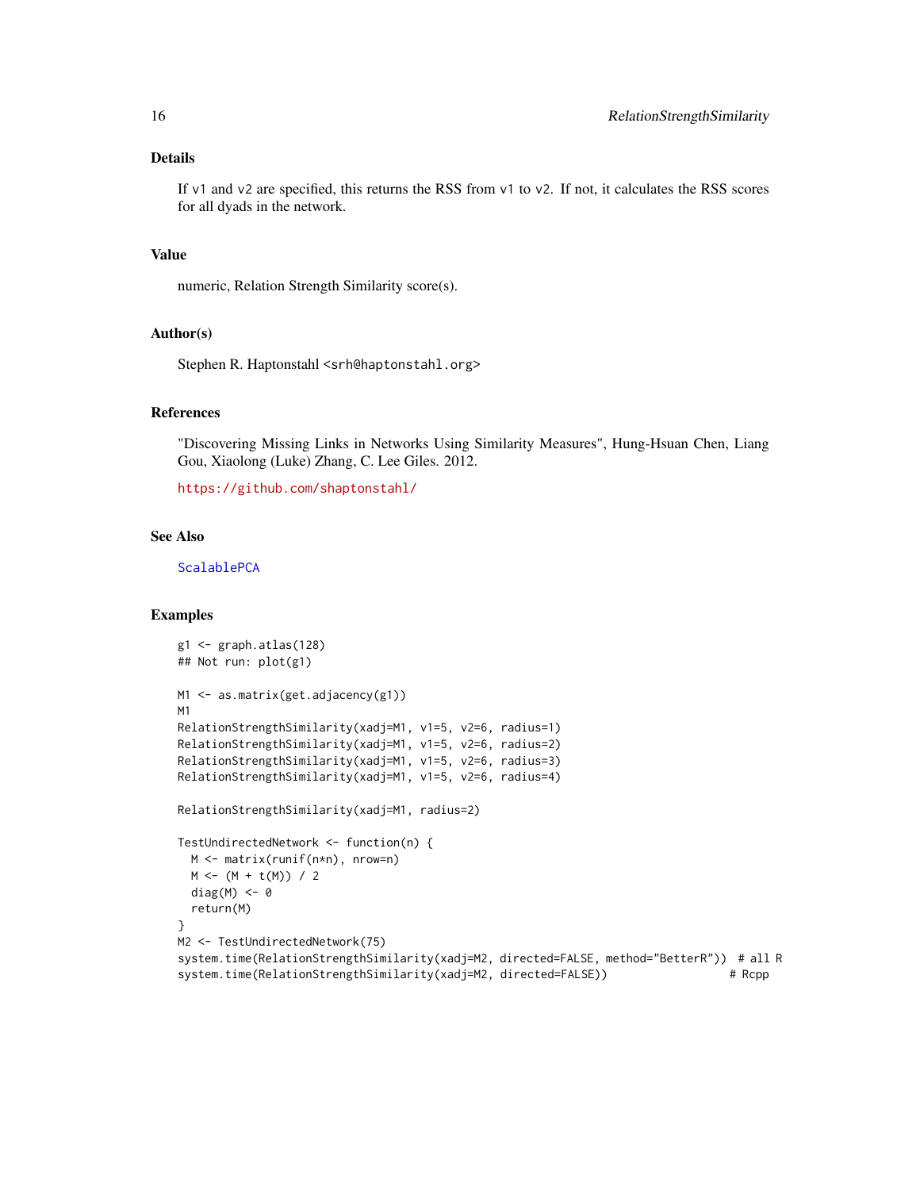## Details

If v1 and v2 are specified, this returns the RSS from v1 to v2. If not, it calculates the RSS scores for all dyads in the network.

## Value

numeric, Relation Strength Similarity score(s).

## Author(s)

Stephen R. Haptonstahl <srh@haptonstahl.org>

## References

"Discovering Missing Links in Networks Using Similarity Measures", Hung-Hsuan Chen, Liang Gou, Xiaolong (Luke) Zhang, C. Lee Giles. 2012.

https://github.com/shaptonstahl/

## See Also

ScalablePCA

## Examples

```
g1 <- graph.atlas(128)
## Not run: plot(g1)

M1 <- as.matrix(get.adjacency(g1))
M1
RelationStrengthSimilarity(xadj=M1, v1=5, v2=6, radius=1)
RelationStrengthSimilarity(xadj=M1, v1=5, v2=6, radius=2)
RelationStrengthSimilarity(xadj=M1, v1=5, v2=6, radius=3)
RelationStrengthSimilarity(xadj=M1, v1=5, v2=6, radius=4)

RelationStrengthSimilarity(xadj=M1, radius=2)

TestUndirectedNetwork <- function(n) {
  M <- matrix(runif(n*n), nrow=n)
  M <- (M + t(M)) / 2
  diag(M) <- 0
  return(M)
}
M2 <- TestUndirectedNetwork(75)
system.time(RelationStrengthSimilarity(xadj=M2, directed=FALSE, method="BetterR"))  # all R
system.time(RelationStrengthSimilarity(xadj=M2, directed=FALSE))                  # Rcpp
```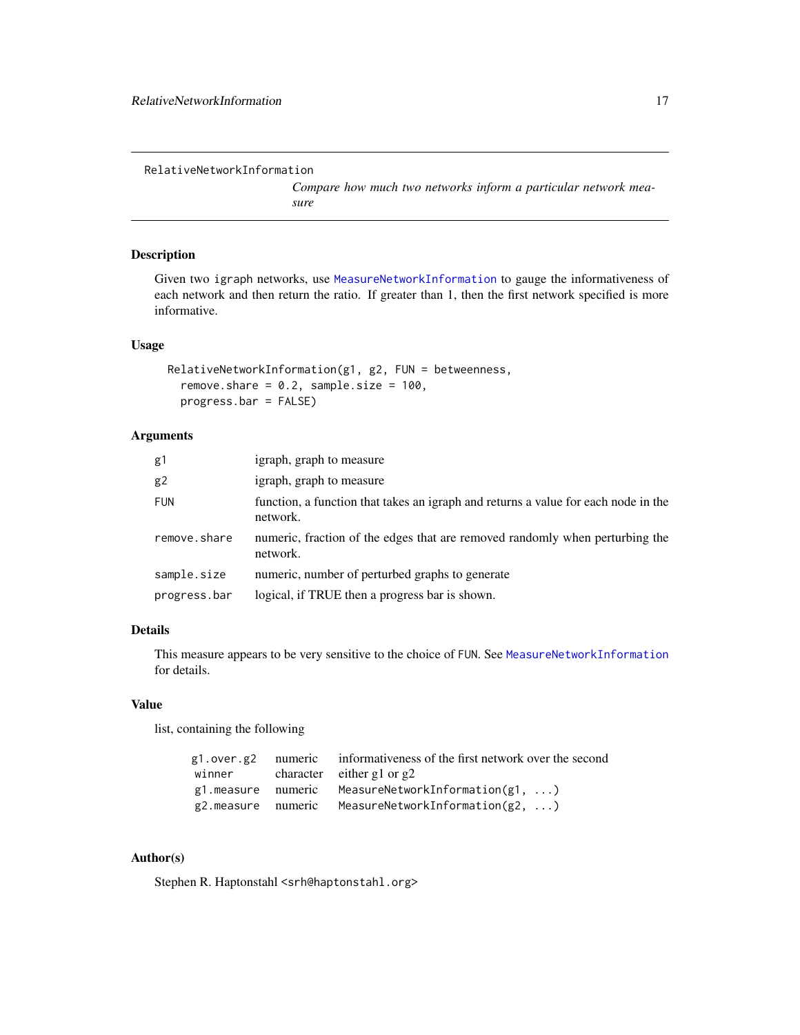# RelativeNetworkInformation

*Compare how much two networks inform a particular network measure*

## Description

Given two igraph networks, use MeasureNetworkInformation to gauge the informativeness of each network and then return the ratio. If greater than 1, then the first network specified is more informative.

## Usage

```
RelativeNetworkInformation(g1, g2, FUN = betweenness,
  remove.share = 0.2, sample.size = 100,
  progress.bar = FALSE)
```

## Arguments

| | |
|---|---|
| g1 | igraph, graph to measure |
| g2 | igraph, graph to measure |
| FUN | function, a function that takes an igraph and returns a value for each node in the network. |
| remove.share | numeric, fraction of the edges that are removed randomly when perturbing the network. |
| sample.size | numeric, number of perturbed graphs to generate |
| progress.bar | logical, if TRUE then a progress bar is shown. |

## Details

This measure appears to be very sensitive to the choice of FUN. See MeasureNetworkInformation for details.

## Value

list, containing the following

| | | |
|---|---|---|
| g1.over.g2 | numeric | informativeness of the first network over the second |
| winner | character | either g1 or g2 |
| g1.measure | numeric | MeasureNetworkInformation(g1, ...) |
| g2.measure | numeric | MeasureNetworkInformation(g2, ...) |

## Author(s)

Stephen R. Haptonstahl <srh@haptonstahl.org>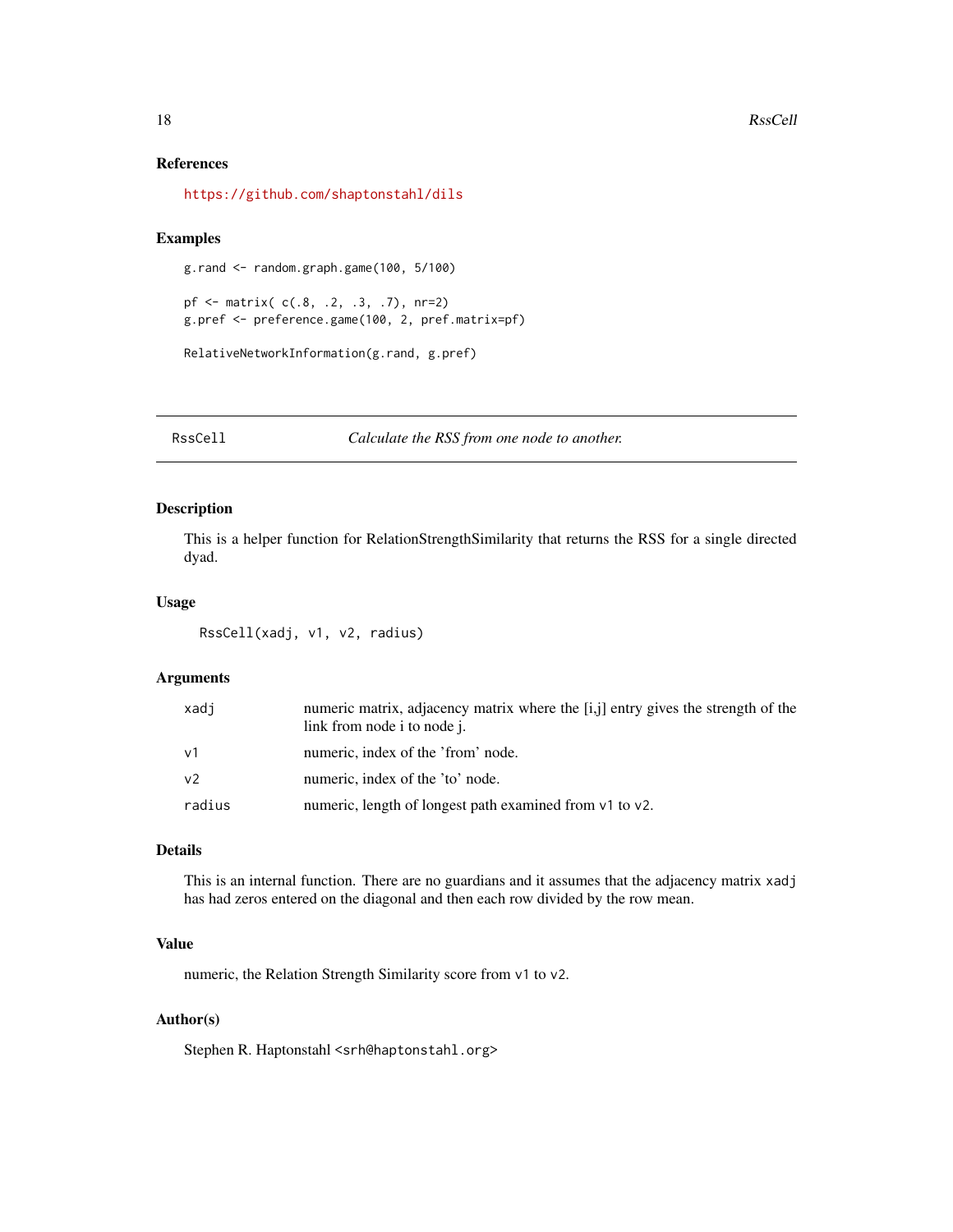## References

https://github.com/shaptonstahl/dils

## Examples

```
g.rand <- random.graph.game(100, 5/100)

pf <- matrix( c(.8, .2, .3, .7), nr=2)
g.pref <- preference.game(100, 2, pref.matrix=pf)

RelativeNetworkInformation(g.rand, g.pref)
```

---

# RssCell *Calculate the RSS from one node to another.*

---

## Description

This is a helper function for RelationStrengthSimilarity that returns the RSS for a single directed dyad.

## Usage

```
RssCell(xadj, v1, v2, radius)
```

## Arguments

| | |
|---|---|
| xadj | numeric matrix, adjacency matrix where the [i,j] entry gives the strength of the link from node i to node j. |
| v1 | numeric, index of the 'from' node. |
| v2 | numeric, index of the 'to' node. |
| radius | numeric, length of longest path examined from v1 to v2. |

## Details

This is an internal function. There are no guardians and it assumes that the adjacency matrix xadj has had zeros entered on the diagonal and then each row divided by the row mean.

## Value

numeric, the Relation Strength Similarity score from v1 to v2.

## Author(s)

Stephen R. Haptonstahl <srh@haptonstahl.org>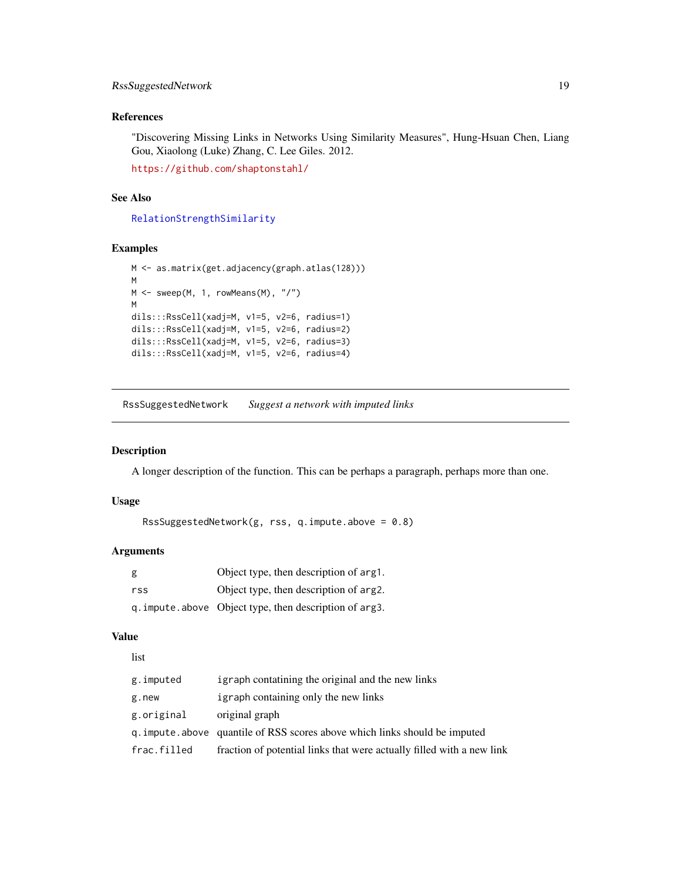## References

"Discovering Missing Links in Networks Using Similarity Measures", Hung-Hsuan Chen, Liang Gou, Xiaolong (Luke) Zhang, C. Lee Giles. 2012.

https://github.com/shaptonstahl/

## See Also

RelationStrengthSimilarity

## Examples

```
M <- as.matrix(get.adjacency(graph.atlas(128)))
M
M <- sweep(M, 1, rowMeans(M), "/")
M
dils:::RssCell(xadj=M, v1=5, v2=6, radius=1)
dils:::RssCell(xadj=M, v1=5, v2=6, radius=2)
dils:::RssCell(xadj=M, v1=5, v2=6, radius=3)
dils:::RssCell(xadj=M, v1=5, v2=6, radius=4)
```

---

# RssSuggestedNetwork — *Suggest a network with imputed links*

## Description

A longer description of the function. This can be perhaps a paragraph, perhaps more than one.

## Usage

```
RssSuggestedNetwork(g, rss, q.impute.above = 0.8)
```

## Arguments

| | |
|---|---|
| g | Object type, then description of arg1. |
| rss | Object type, then description of arg2. |
| q.impute.above | Object type, then description of arg3. |

## Value

list

| | |
|---|---|
| g.imputed | igraph contatining the original and the new links |
| g.new | igraph containing only the new links |
| g.original | original graph |
| q.impute.above | quantile of RSS scores above which links should be imputed |
| frac.filled | fraction of potential links that were actually filled with a new link |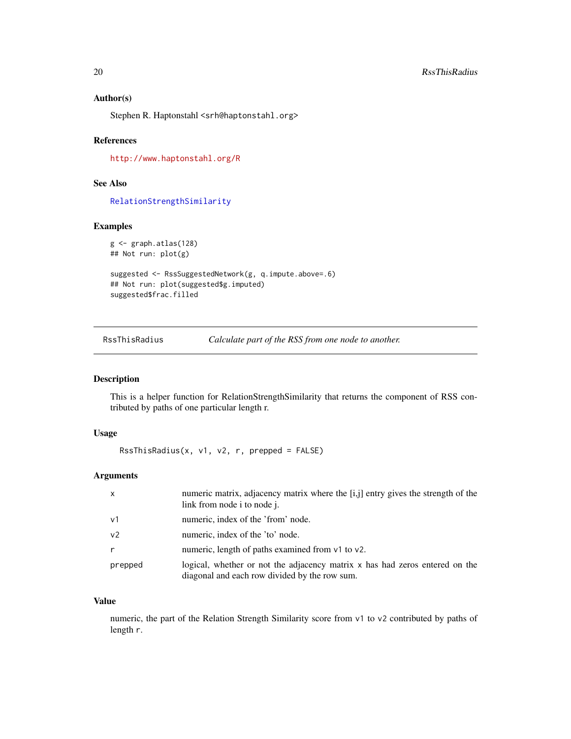### Author(s)

Stephen R. Haptonstahl <srh@haptonstahl.org>

### References

http://www.haptonstahl.org/R

### See Also

RelationStrengthSimilarity

### Examples

```
g <- graph.atlas(128)
## Not run: plot(g)

suggested <- RssSuggestedNetwork(g, q.impute.above=.6)
## Not run: plot(suggested$g.imputed)
suggested$frac.filled
```

---

## RssThisRadius — *Calculate part of the RSS from one node to another.*

### Description

This is a helper function for RelationStrengthSimilarity that returns the component of RSS contributed by paths of one particular length r.

### Usage

```
RssThisRadius(x, v1, v2, r, prepped = FALSE)
```

### Arguments

| | |
|---|---|
| x | numeric matrix, adjacency matrix where the [i,j] entry gives the strength of the link from node i to node j. |
| v1 | numeric, index of the 'from' node. |
| v2 | numeric, index of the 'to' node. |
| r | numeric, length of paths examined from v1 to v2. |
| prepped | logical, whether or not the adjacency matrix x has had zeros entered on the diagonal and each row divided by the row sum. |

### Value

numeric, the part of the Relation Strength Similarity score from v1 to v2 contributed by paths of length r.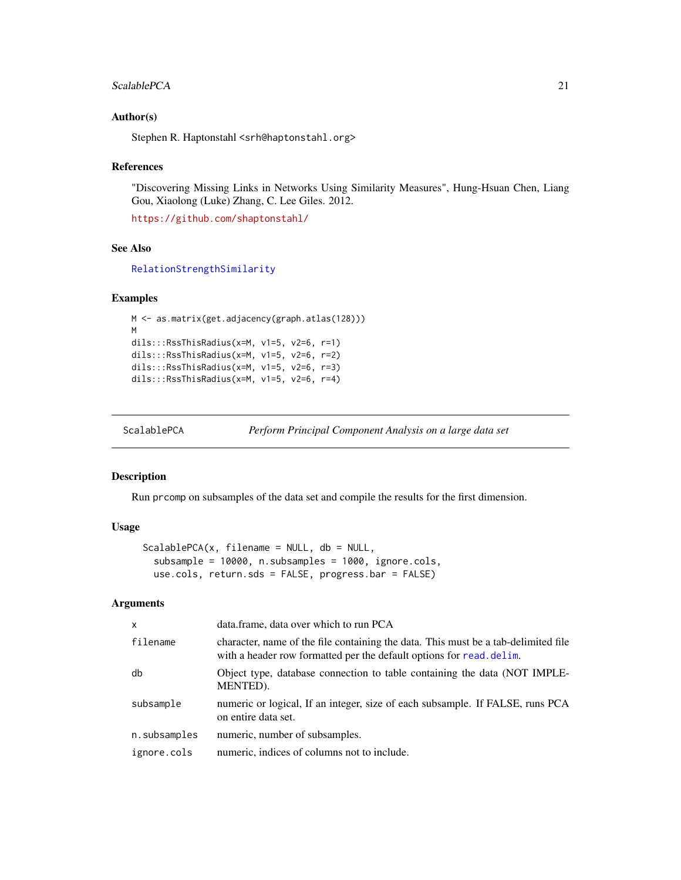### Author(s)

Stephen R. Haptonstahl <srh@haptonstahl.org>

### References

"Discovering Missing Links in Networks Using Similarity Measures", Hung-Hsuan Chen, Liang Gou, Xiaolong (Luke) Zhang, C. Lee Giles. 2012.

https://github.com/shaptonstahl/

### See Also

RelationStrengthSimilarity

### Examples

```
M <- as.matrix(get.adjacency(graph.atlas(128)))
M
dils:::RssThisRadius(x=M, v1=5, v2=6, r=1)
dils:::RssThisRadius(x=M, v1=5, v2=6, r=2)
dils:::RssThisRadius(x=M, v1=5, v2=6, r=3)
dils:::RssThisRadius(x=M, v1=5, v2=6, r=4)
```

---

## ScalablePCA — *Perform Principal Component Analysis on a large data set*

---

### Description

Run prcomp on subsamples of the data set and compile the results for the first dimension.

### Usage

```
ScalablePCA(x, filename = NULL, db = NULL,
  subsample = 10000, n.subsamples = 1000, ignore.cols,
  use.cols, return.sds = FALSE, progress.bar = FALSE)
```

### Arguments

| | |
|---|---|
| x | data.frame, data over which to run PCA |
| filename | character, name of the file containing the data. This must be a tab-delimited file with a header row formatted per the default options for read.delim. |
| db | Object type, database connection to table containing the data (NOT IMPLEMENTED). |
| subsample | numeric or logical, If an integer, size of each subsample. If FALSE, runs PCA on entire data set. |
| n.subsamples | numeric, number of subsamples. |
| ignore.cols | numeric, indices of columns not to include. |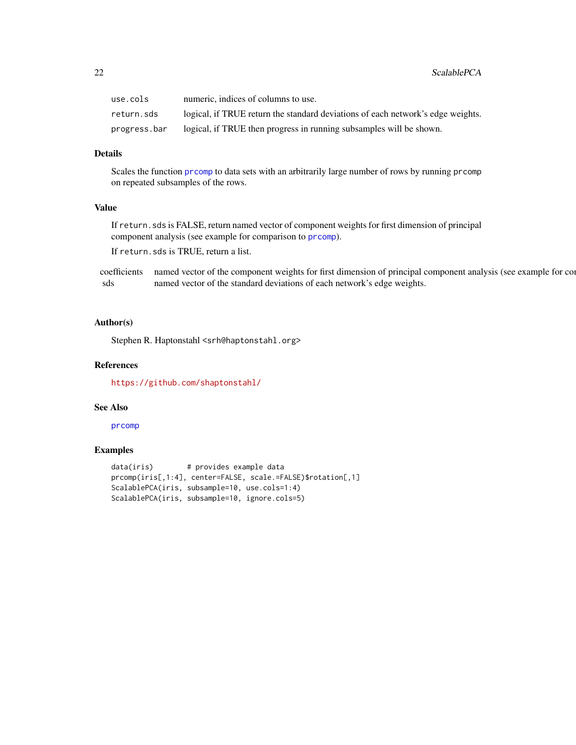| | |
|---|---|
| `use.cols` | numeric, indices of columns to use. |
| `return.sds` | logical, if TRUE return the standard deviations of each network's edge weights. |
| `progress.bar` | logical, if TRUE then progress in running subsamples will be shown. |

## Details

Scales the function `prcomp` to data sets with an arbitrarily large number of rows by running `prcomp` on repeated subsamples of the rows.

## Value

If `return.sds` is FALSE, return named vector of component weights for first dimension of principal component analysis (see example for comparison to `prcomp`).

If `return.sds` is TRUE, return a list.

| | |
|---|---|
| coefficients | named vector of the component weights for first dimension of principal component analysis (see example for co |
| sds | named vector of the standard deviations of each network's edge weights. |

## Author(s)

Stephen R. Haptonstahl <srh@haptonstahl.org>

## References

https://github.com/shaptonstahl/

## See Also

`prcomp`

## Examples

```
data(iris)        # provides example data
prcomp(iris[,1:4], center=FALSE, scale.=FALSE)$rotation[,1]
ScalablePCA(iris, subsample=10, use.cols=1:4)
ScalablePCA(iris, subsample=10, ignore.cols=5)
```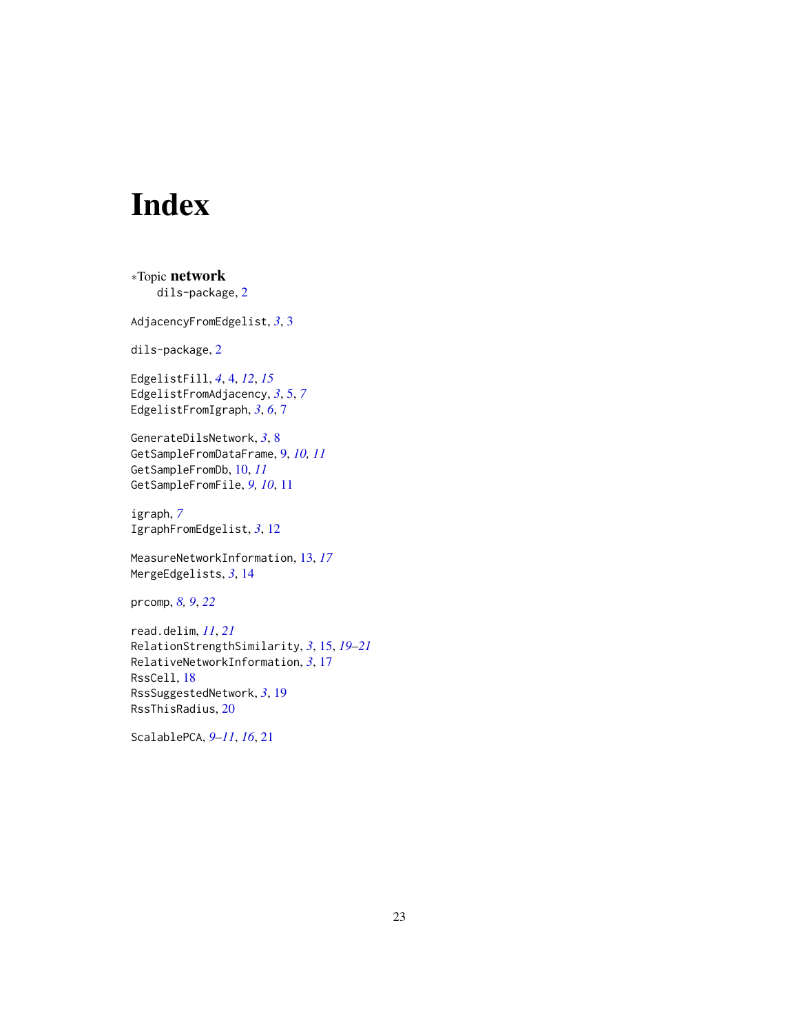# Index

*Topic **network**
    dils-package, 2

AdjacencyFromEdgelist, *3*, 3

dils-package, 2

EdgelistFill, *4*, 4, *12*, *15*
EdgelistFromAdjacency, *3*, 5, *7*
EdgelistFromIgraph, *3*, *6*, 7

GenerateDilsNetwork, *3*, 8
GetSampleFromDataFrame, 9, *10, 11*
GetSampleFromDb, 10, *11*
GetSampleFromFile, *9, 10*, 11

igraph, *7*
IgraphFromEdgelist, *3*, 12

MeasureNetworkInformation, 13, *17*
MergeEdgelists, *3*, 14

prcomp, *8, 9*, *22*

read.delim, *11*, *21*
RelationStrengthSimilarity, *3*, 15, *19–21*
RelativeNetworkInformation, *3*, 17
RssCell, 18
RssSuggestedNetwork, *3*, 19
RssThisRadius, 20

ScalablePCA, *9–11*, *16*, 21